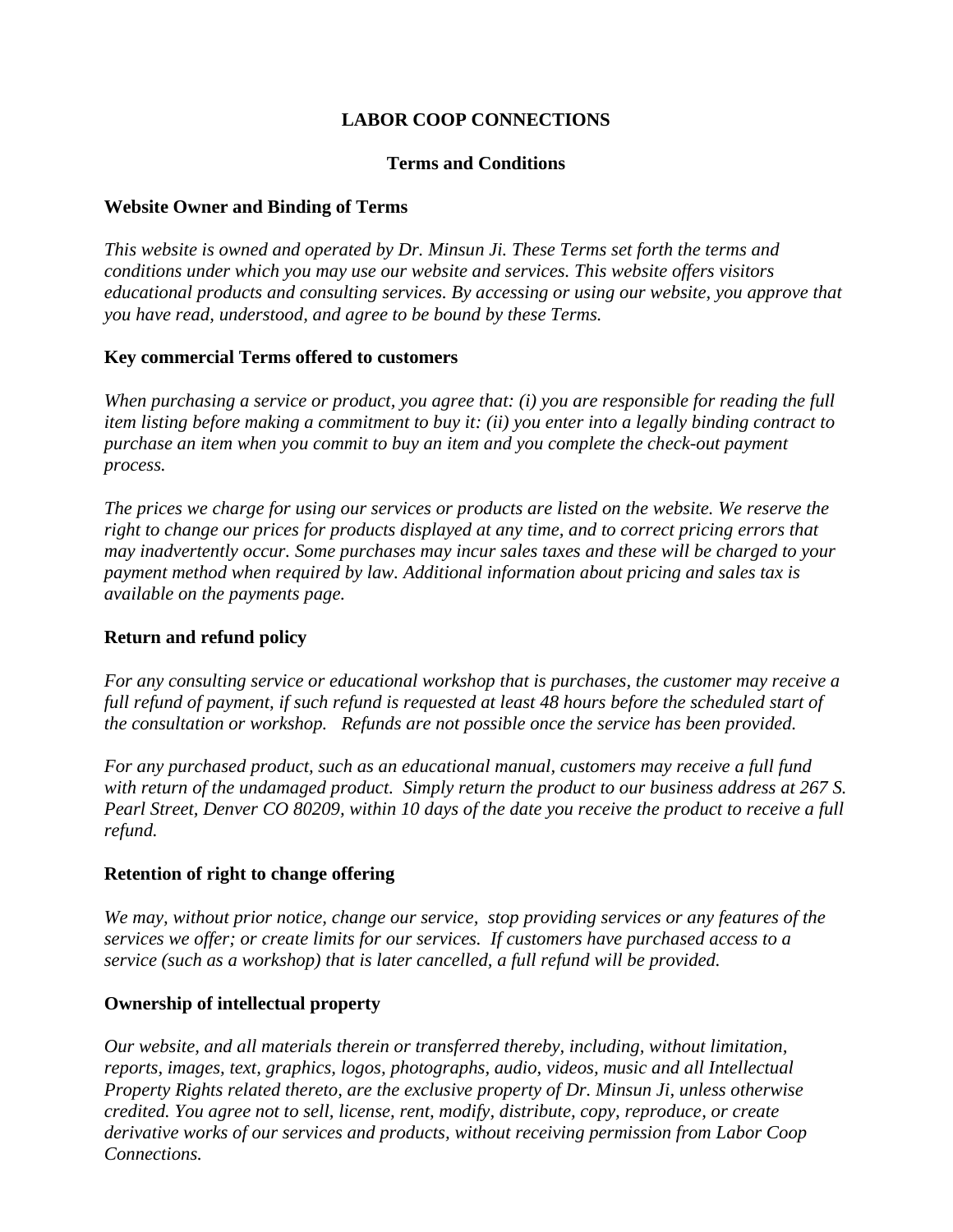# LABOR COOP CONNECTIONS

## Terms and Conditions

### Website Owner and Binding of Terms

*This website is owned and operated by Dr. Minsun Ji. These Terms set forth the terms and conditions under which you may use our website and services. This website offers visitors educational products and consulting services. By accessing or using our website, you approve that you have read, understood, and agree to be bound by these Terms.*

### Key commercial Terms offered to customers

*When purchasing a service or product, you agree that: (i) you are responsible for reading the full item listing before making a commitment to buy it: (ii) you enter into a legally binding contract to purchase an item when you commit to buy an item and you complete the check-out payment process.*

*The prices we charge for using our services or products are listed on the website. We reserve the right to change our prices for products displayed at any time, and to correct pricing errors that may inadvertently occur. Some purchases may incur sales taxes and these will be charged to your payment method when required by law. Additional information about pricing and sales tax is available on the payments page.*

### Return and refund policy

*For any consulting service or educational workshop that is purchases, the customer may receive a full refund of payment, if such refund is requested at least 48 hours before the scheduled start of the consultation or workshop. Refunds are not possible once the service has been provided.*

*For any purchased product, such as an educational manual, customers may receive a full fund with return of the undamaged product. Simply return the product to our business address at 267 S. Pearl Street, Denver CO 80209, within 10 days of the date you receive the product to receive a full refund.*

### Retention of right to change offering

*We may, without prior notice, change our service, stop providing services or any features of the services we offer; or create limits for our services. If customers have purchased access to a service (such as a workshop) that is later cancelled, a full refund will be provided.*

### Ownership of intellectual property

*Our website, and all materials therein or transferred thereby, including, without limitation, reports, images, text, graphics, logos, photographs, audio, videos, music and all Intellectual Property Rights related thereto, are the exclusive property of Dr. Minsun Ji, unless otherwise credited. You agree not to sell, license, rent, modify, distribute, copy, reproduce, or create derivative works of our services and products, without receiving permission from Labor Coop Connections.*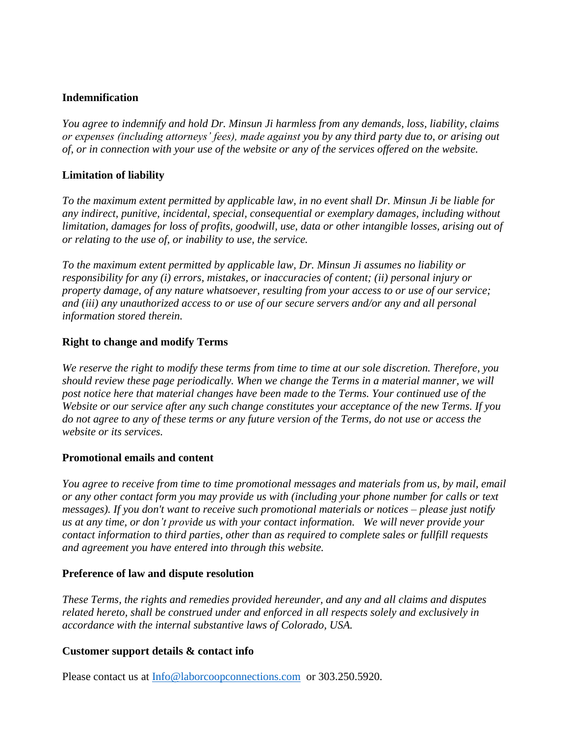**Indemnification**

*You agree to indemnify and hold Dr. Minsun Ji harmless from any demands, loss, liability, claims or expenses (including attorneys' fees), made against you by any third party due to, or arising out of, or in connection with your use of the website or any of the services offered on the website.*

**Limitation of liability**

*To the maximum extent permitted by applicable law, in no event shall Dr. Minsun Ji be liable for any indirect, punitive, incidental, special, consequential or exemplary damages, including without limitation, damages for loss of profits, goodwill, use, data or other intangible losses, arising out of or relating to the use of, or inability to use, the service.*

*To the maximum extent permitted by applicable law, Dr. Minsun Ji assumes no liability or responsibility for any (i) errors, mistakes, or inaccuracies of content; (ii) personal injury or property damage, of any nature whatsoever, resulting from your access to or use of our service; and (iii) any unauthorized access to or use of our secure servers and/or any and all personal information stored therein.*

**Right to change and modify Terms**

*We reserve the right to modify these terms from time to time at our sole discretion. Therefore, you should review these page periodically. When we change the Terms in a material manner, we will post notice here that material changes have been made to the Terms. Your continued use of the Website or our service after any such change constitutes your acceptance of the new Terms. If you do not agree to any of these terms or any future version of the Terms, do not use or access the website or its services.*

**Promotional emails and content**

*You agree to receive from time to time promotional messages and materials from us, by mail, email or any other contact form you may provide us with (including your phone number for calls or text messages). If you don't want to receive such promotional materials or notices – please just notify us at any time, or don't provide us with your contact information. We will never provide your contact information to third parties, other than as required to complete sales or fullfill requests and agreement you have entered into through this website.*

**Preference of law and dispute resolution**

*These Terms, the rights and remedies provided hereunder, and any and all claims and disputes related hereto, shall be construed under and enforced in all respects solely and exclusively in accordance with the internal substantive laws of Colorado, USA.*

**Customer support details & contact info**

Please contact us at Info@laborcoopconnections.com or 303.250.5920.